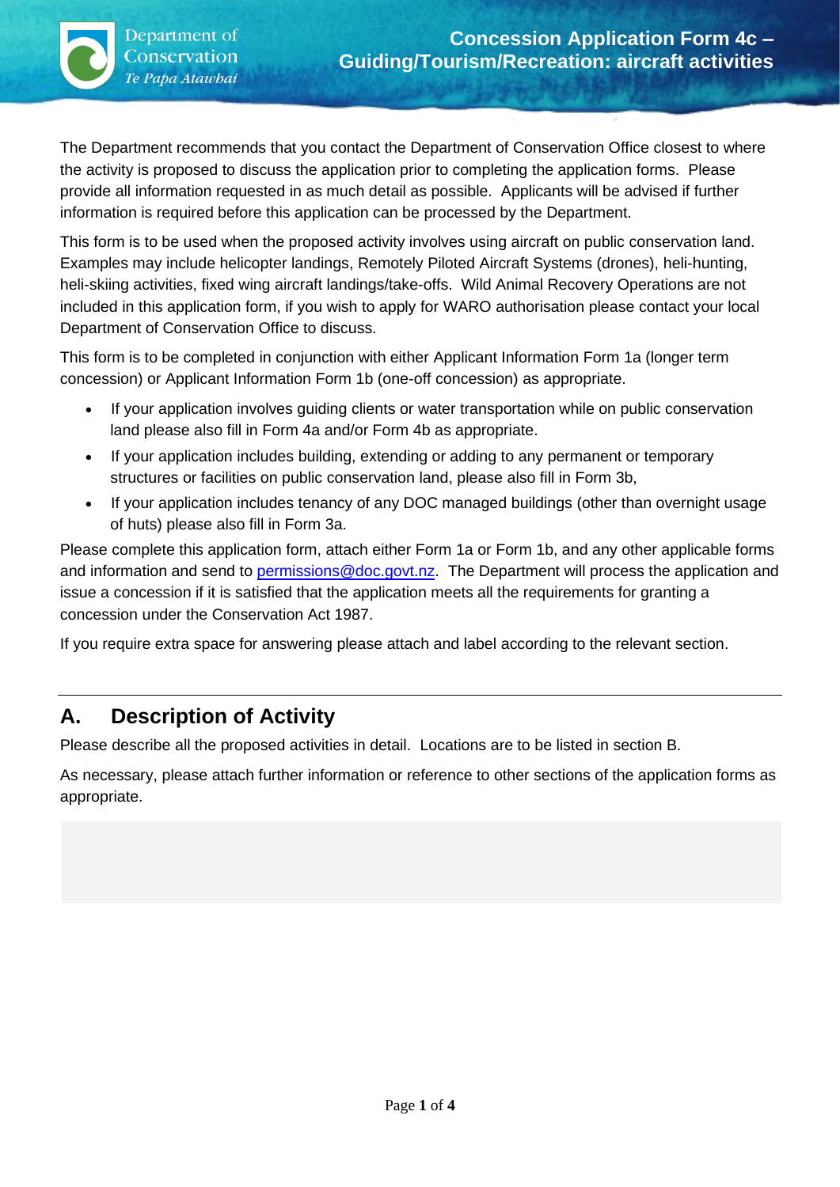Department of Conservation
*Te Papa Atawhai*

# Concession Application Form 4c – Guiding/Tourism/Recreation: aircraft activities

The Department recommends that you contact the Department of Conservation Office closest to where the activity is proposed to discuss the application prior to completing the application forms. Please provide all information requested in as much detail as possible. Applicants will be advised if further information is required before this application can be processed by the Department.

This form is to be used when the proposed activity involves using aircraft on public conservation land. Examples may include helicopter landings, Remotely Piloted Aircraft Systems (drones), heli-hunting, heli-skiing activities, fixed wing aircraft landings/take-offs. Wild Animal Recovery Operations are not included in this application form, if you wish to apply for WARO authorisation please contact your local Department of Conservation Office to discuss.

This form is to be completed in conjunction with either Applicant Information Form 1a (longer term concession) or Applicant Information Form 1b (one-off concession) as appropriate.

- If your application involves guiding clients or water transportation while on public conservation land please also fill in Form 4a and/or Form 4b as appropriate.
- If your application includes building, extending or adding to any permanent or temporary structures or facilities on public conservation land, please also fill in Form 3b,
- If your application includes tenancy of any DOC managed buildings (other than overnight usage of huts) please also fill in Form 3a.

Please complete this application form, attach either Form 1a or Form 1b, and any other applicable forms and information and send to [permissions@doc.govt.nz](mailto:permissions@doc.govt.nz). The Department will process the application and issue a concession if it is satisfied that the application meets all the requirements for granting a concession under the Conservation Act 1987.

If you require extra space for answering please attach and label according to the relevant section.

## A. Description of Activity

Please describe all the proposed activities in detail. Locations are to be listed in section B.

As necessary, please attach further information or reference to other sections of the application forms as appropriate.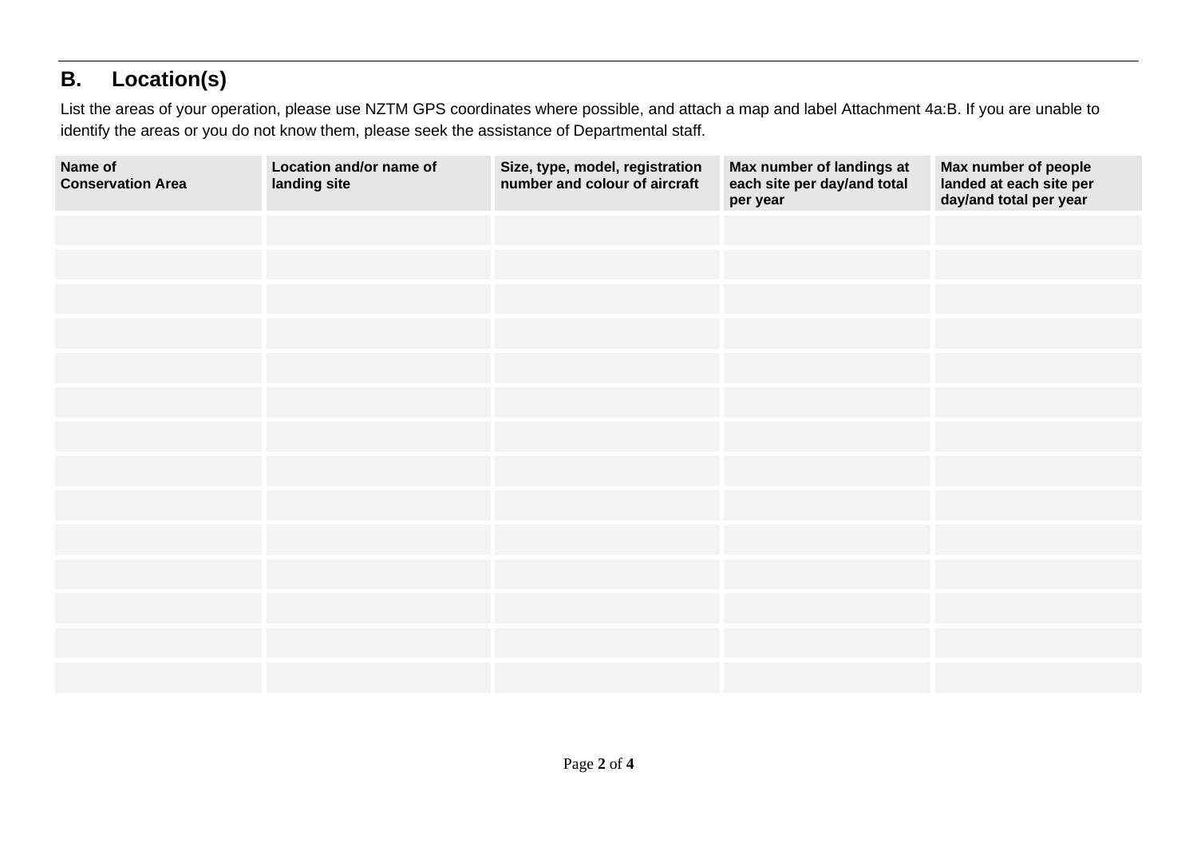## B. Location(s)

List the areas of your operation, please use NZTM GPS coordinates where possible, and attach a map and label Attachment 4a:B. If you are unable to identify the areas or you do not know them, please seek the assistance of Departmental staff.

| Name of Conservation Area | Location and/or name of landing site | Size, type, model, registration number and colour of aircraft | Max number of landings at each site per day/and total per year | Max number of people landed at each site per day/and total per year |
|---|---|---|---|---|
| | | | | |
| | | | | |
| | | | | |
| | | | | |
| | | | | |
| | | | | |
| | | | | |
| | | | | |
| | | | | |
| | | | | |
| | | | | |
| | | | | |
| | | | | |
| | | | | |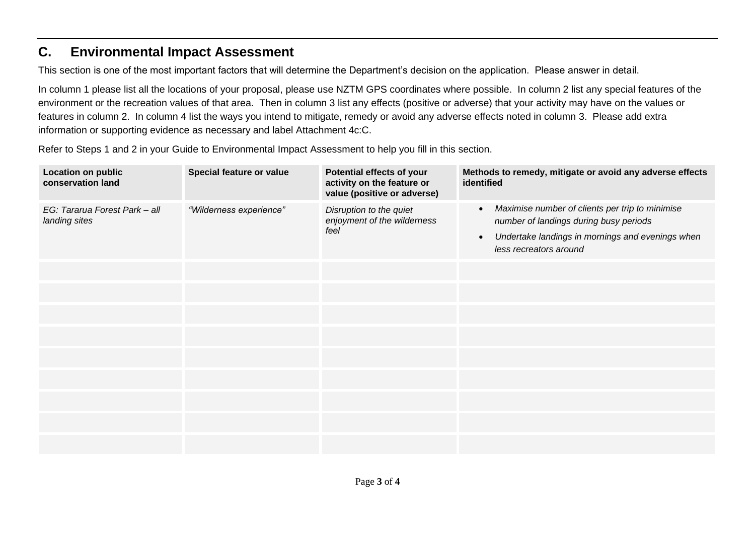## C. Environmental Impact Assessment

This section is one of the most important factors that will determine the Department's decision on the application. Please answer in detail.

In column 1 please list all the locations of your proposal, please use NZTM GPS coordinates where possible. In column 2 list any special features of the environment or the recreation values of that area. Then in column 3 list any effects (positive or adverse) that your activity may have on the values or features in column 2. In column 4 list the ways you intend to mitigate, remedy or avoid any adverse effects noted in column 3. Please add extra information or supporting evidence as necessary and label Attachment 4c:C.

Refer to Steps 1 and 2 in your Guide to Environmental Impact Assessment to help you fill in this section.

| Location on public conservation land | Special feature or value | Potential effects of your activity on the feature or value (positive or adverse) | Methods to remedy, mitigate or avoid any adverse effects identified |
|---|---|---|---|
| *EG: Tararua Forest Park – all landing sites* | *"Wilderness experience"* | *Disruption to the quiet enjoyment of the wilderness feel* | • *Maximise number of clients per trip to minimise number of landings during busy periods*<br>• *Undertake landings in mornings and evenings when less recreators around* |
| | | | |
| | | | |
| | | | |
| | | | |
| | | | |
| | | | |
| | | | |
| | | | |
| | | | |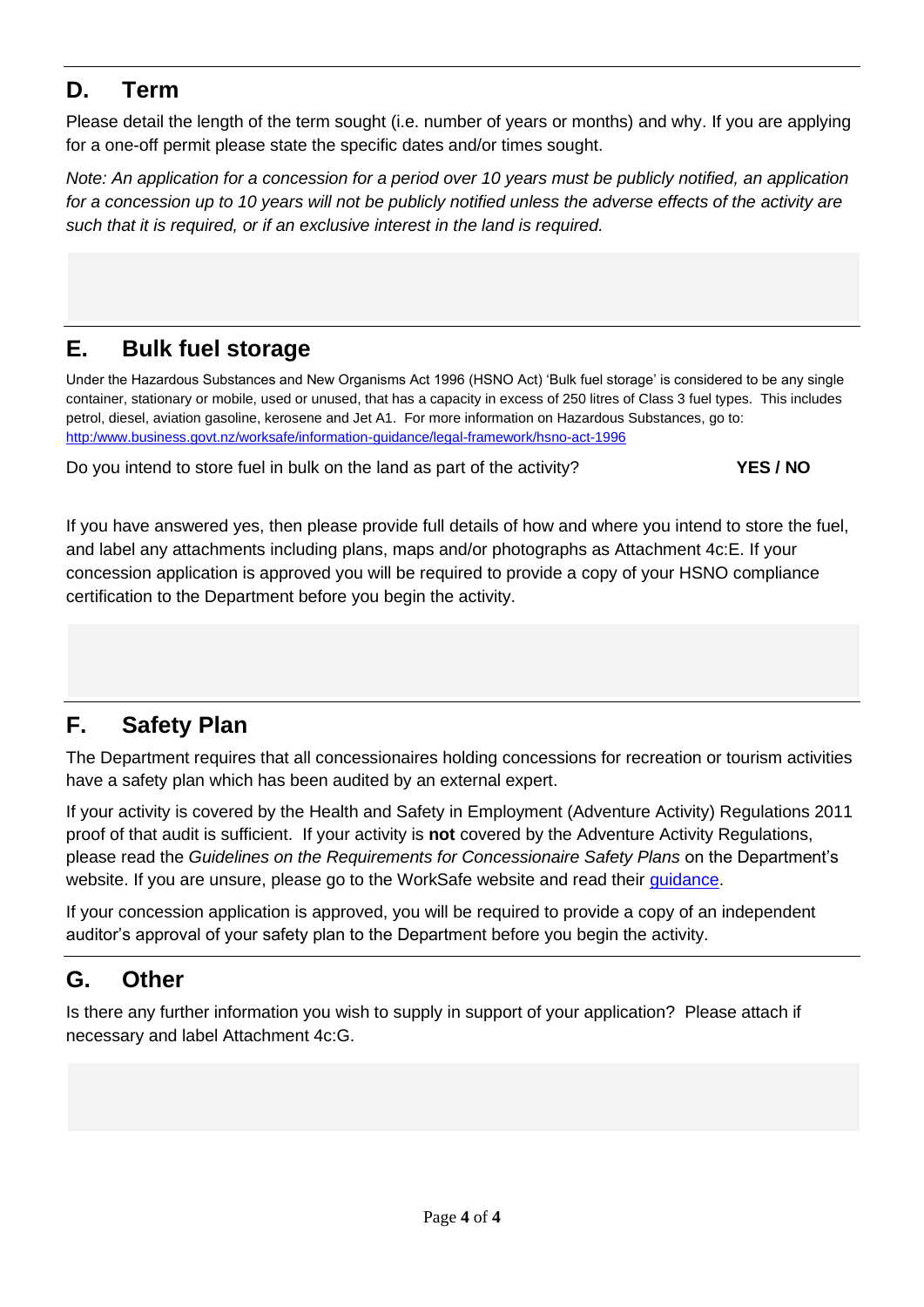## D. Term

Please detail the length of the term sought (i.e. number of years or months) and why. If you are applying for a one-off permit please state the specific dates and/or times sought.

*Note: An application for a concession for a period over 10 years must be publicly notified, an application for a concession up to 10 years will not be publicly notified unless the adverse effects of the activity are such that it is required, or if an exclusive interest in the land is required.*

## E. Bulk fuel storage

Under the Hazardous Substances and New Organisms Act 1996 (HSNO Act) 'Bulk fuel storage' is considered to be any single container, stationary or mobile, used or unused, that has a capacity in excess of 250 litres of Class 3 fuel types. This includes petrol, diesel, aviation gasoline, kerosene and Jet A1. For more information on Hazardous Substances, go to: [http:/www.business.govt.nz/worksafe/information-guidance/legal-framework/hsno-act-1996](http:/www.business.govt.nz/worksafe/information-guidance/legal-framework/hsno-act-1996)

Do you intend to store fuel in bulk on the land as part of the activity? **YES / NO**

If you have answered yes, then please provide full details of how and where you intend to store the fuel, and label any attachments including plans, maps and/or photographs as Attachment 4c:E. If your concession application is approved you will be required to provide a copy of your HSNO compliance certification to the Department before you begin the activity.

## F. Safety Plan

The Department requires that all concessionaires holding concessions for recreation or tourism activities have a safety plan which has been audited by an external expert.

If your activity is covered by the Health and Safety in Employment (Adventure Activity) Regulations 2011 proof of that audit is sufficient. If your activity is **not** covered by the Adventure Activity Regulations, please read the *Guidelines on the Requirements for Concessionaire Safety Plans* on the Department's website. If you are unsure, please go to the WorkSafe website and read their guidance.

If your concession application is approved, you will be required to provide a copy of an independent auditor's approval of your safety plan to the Department before you begin the activity.

## G. Other

Is there any further information you wish to supply in support of your application? Please attach if necessary and label Attachment 4c:G.